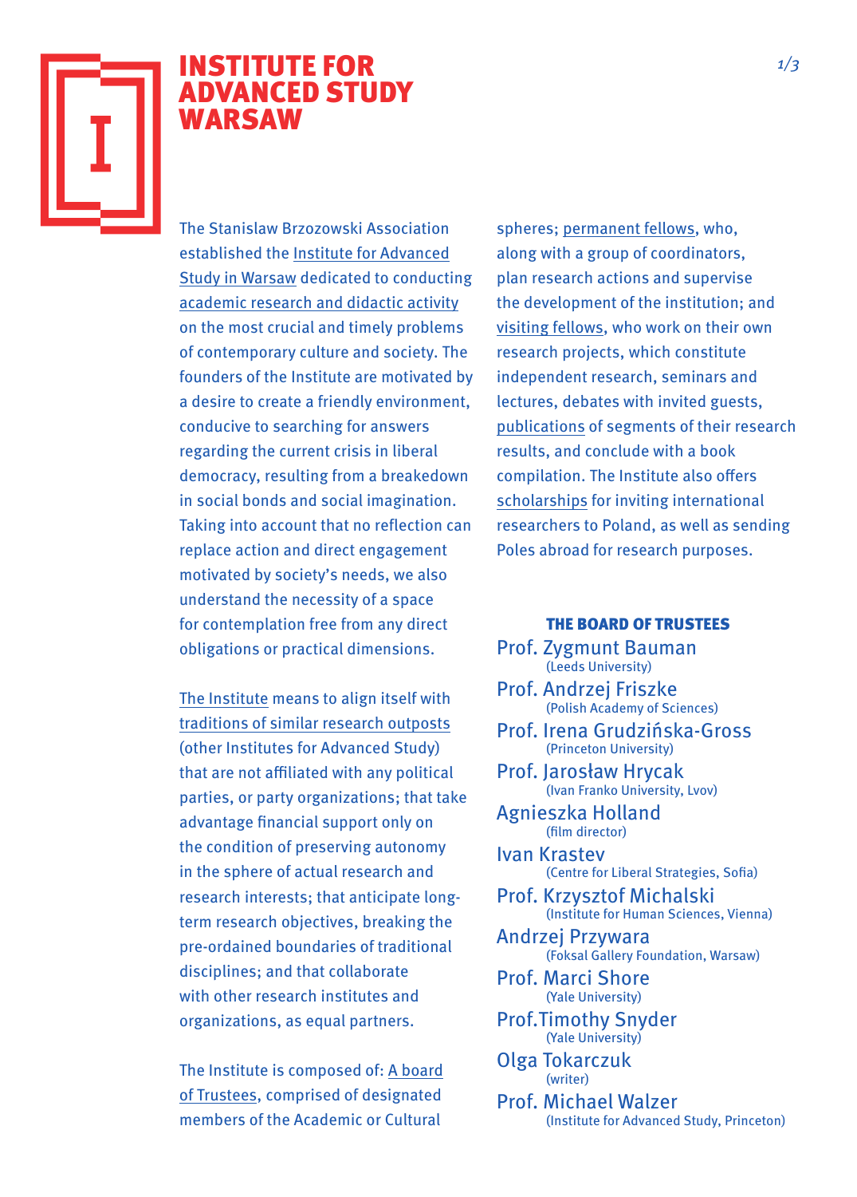# INSTITUTE FOR ADVANCED STUDY WARSAW

The Stanislaw Brzozowski Association established the Institute for Advanced Study in Warsaw dedicated to conducting academic research and didactic activity on the most crucial and timely problems of contemporary culture and society. The founders of the Institute are motivated by a desire to create a friendly environment, conducive to searching for answers regarding the current crisis in liberal democracy, resulting from a breakedown in social bonds and social imagination. Taking into account that no reflection can replace action and direct engagement motivated by society's needs, we also understand the necessity of a space for contemplation free from any direct obligations or practical dimensions.

The Institute means to align itself with traditions of similar research outposts (other Institutes for Advanced Study) that are not affiliated with any political parties, or party organizations; that take advantage financial support only on the condition of preserving autonomy in the sphere of actual research and research interests; that anticipate long-term research objectives, breaking the pre-ordained boundaries of traditional disciplines; and that collaborate with other research institutes and organizations, as equal partners.

The Institute is composed of: A board of Trustees, comprised of designated members of the Academic or Cultural spheres; permanent fellows, who, along with a group of coordinators, plan research actions and supervise the development of the institution; and visiting fellows, who work on their own research projects, which constitute independent research, seminars and lectures, debates with invited guests, publications of segments of their research results, and conclude with a book compilation. The Institute also offers scholarships for inviting international researchers to Poland, as well as sending Poles abroad for research purposes.

### THE BOARD OF TRUSTEES

Prof. Zygmunt Bauman
(Leeds University)

Prof. Andrzej Friszke
(Polish Academy of Sciences)

Prof. Irena Grudzińska-Gross
(Princeton University)

Prof. Jarosław Hrycak
(Ivan Franko University, Lvov)

Agnieszka Holland
(film director)

Ivan Krastev
(Centre for Liberal Strategies, Sofia)

Prof. Krzysztof Michalski
(Institute for Human Sciences, Vienna)

Andrzej Przywara
(Foksal Gallery Foundation, Warsaw)

Prof. Marci Shore
(Yale University)

Prof.Timothy Snyder
(Yale University)

Olga Tokarczuk
(writer)

Prof. Michael Walzer
(Institute for Advanced Study, Princeton)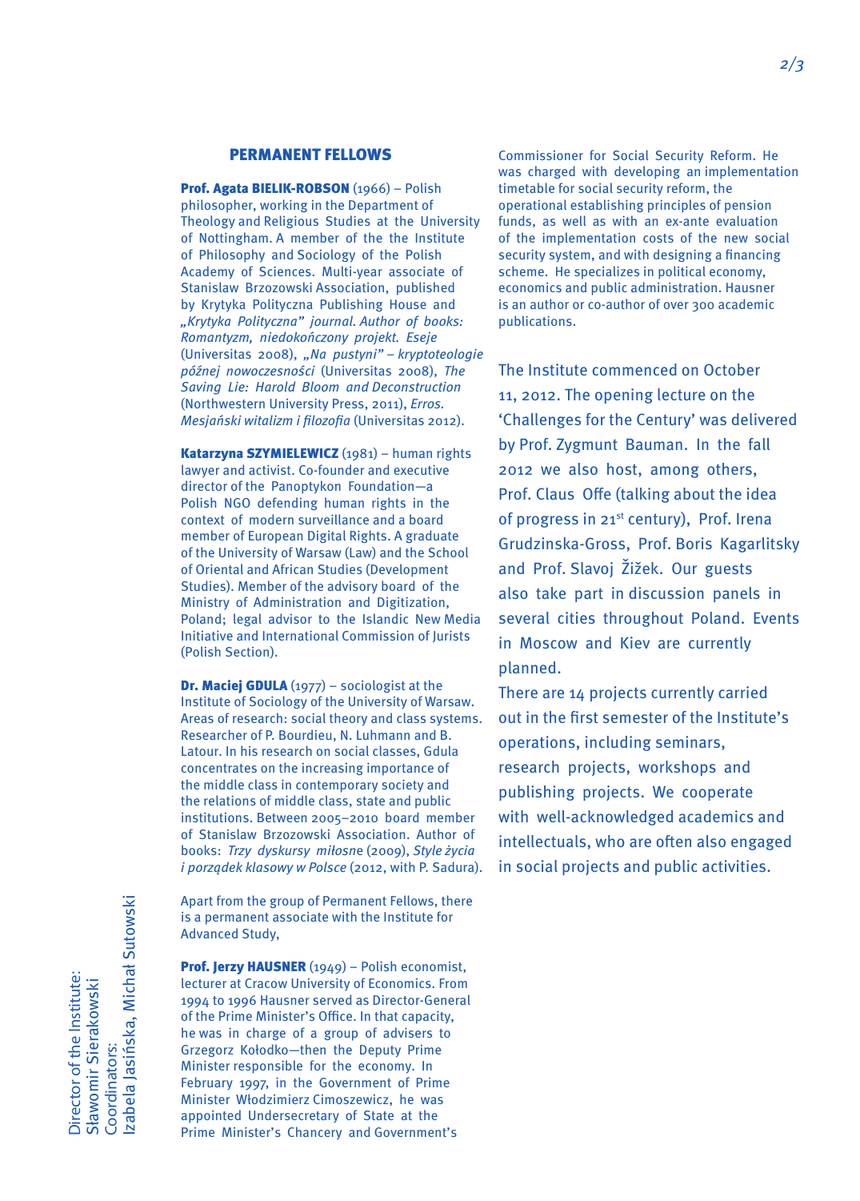## PERMANENT FELLOWS

**Prof. Agata BIELIK-ROBSON** (1966) – Polish philosopher, working in the Department of Theology and Religious Studies at the University of Nottingham. A member of the the Institute of Philosophy and Sociology of the Polish Academy of Sciences. Multi-year associate of Stanislaw Brzozowski Association, published by Krytyka Polityczna Publishing House and *„Krytyka Polityczna" journal. Author of books: Romantyzm, niedokończony projekt. Eseje* (Universitas 2008), *„Na pustyni" – kryptoteologie późnej nowoczesności* (Universitas 2008), *The Saving Lie: Harold Bloom and Deconstruction* (Northwestern University Press, 2011), *Erros. Mesjański witalizm i filozofia* (Universitas 2012).

**Katarzyna SZYMIELEWICZ** (1981) – human rights lawyer and activist. Co-founder and executive director of the Panoptykon Foundation—a Polish NGO defending human rights in the context of modern surveillance and a board member of European Digital Rights. A graduate of the University of Warsaw (Law) and the School of Oriental and African Studies (Development Studies). Member of the advisory board of the Ministry of Administration and Digitization, Poland; legal advisor to the Islandic New Media Initiative and International Commission of Jurists (Polish Section).

**Dr. Maciej GDULA** (1977) – sociologist at the Institute of Sociology of the University of Warsaw. Areas of research: social theory and class systems. Researcher of P. Bourdieu, N. Luhmann and B. Latour. In his research on social classes, Gdula concentrates on the increasing importance of the middle class in contemporary society and the relations of middle class, state and public institutions. Between 2005–2010 board member of Stanislaw Brzozowski Association. Author of books: *Trzy dyskursy miłosne* (2009), *Style życia i porządek klasowy w Polsce* (2012, with P. Sadura).

Apart from the group of Permanent Fellows, there is a permanent associate with the Institute for Advanced Study,

**Prof. Jerzy HAUSNER** (1949) – Polish economist, lecturer at Cracow University of Economics. From 1994 to 1996 Hausner served as Director-General of the Prime Minister's Office. In that capacity, he was in charge of a group of advisers to Grzegorz Kołodko—then the Deputy Prime Minister responsible for the economy. In February 1997, in the Government of Prime Minister Włodzimierz Cimoszewicz, he was appointed Undersecretary of State at the Prime Minister's Chancery and Government's Commissioner for Social Security Reform. He was charged with developing an implementation timetable for social security reform, the operational establishing principles of pension funds, as well as with an ex-ante evaluation of the implementation costs of the new social security system, and with designing a financing scheme. He specializes in political economy, economics and public administration. Hausner is an author or co-author of over 300 academic publications.

The Institute commenced on October 11, 2012. The opening lecture on the 'Challenges for the Century' was delivered by Prof. Zygmunt Bauman. In the fall 2012 we also host, among others, Prof. Claus Offe (talking about the idea of progress in 21st century), Prof. Irena Grudzinska-Gross, Prof. Boris Kagarlitsky and Prof. Slavoj Žižek. Our guests also take part in discussion panels in several cities throughout Poland. Events in Moscow and Kiev are currently planned.

There are 14 projects currently carried out in the first semester of the Institute's operations, including seminars, research projects, workshops and publishing projects. We cooperate with well-acknowledged academics and intellectuals, who are often also engaged in social projects and public activities.

Director of the Institute:
Sławomir Sierakowski
Coordinators:
Izabela Jasińska, Michał Sutowski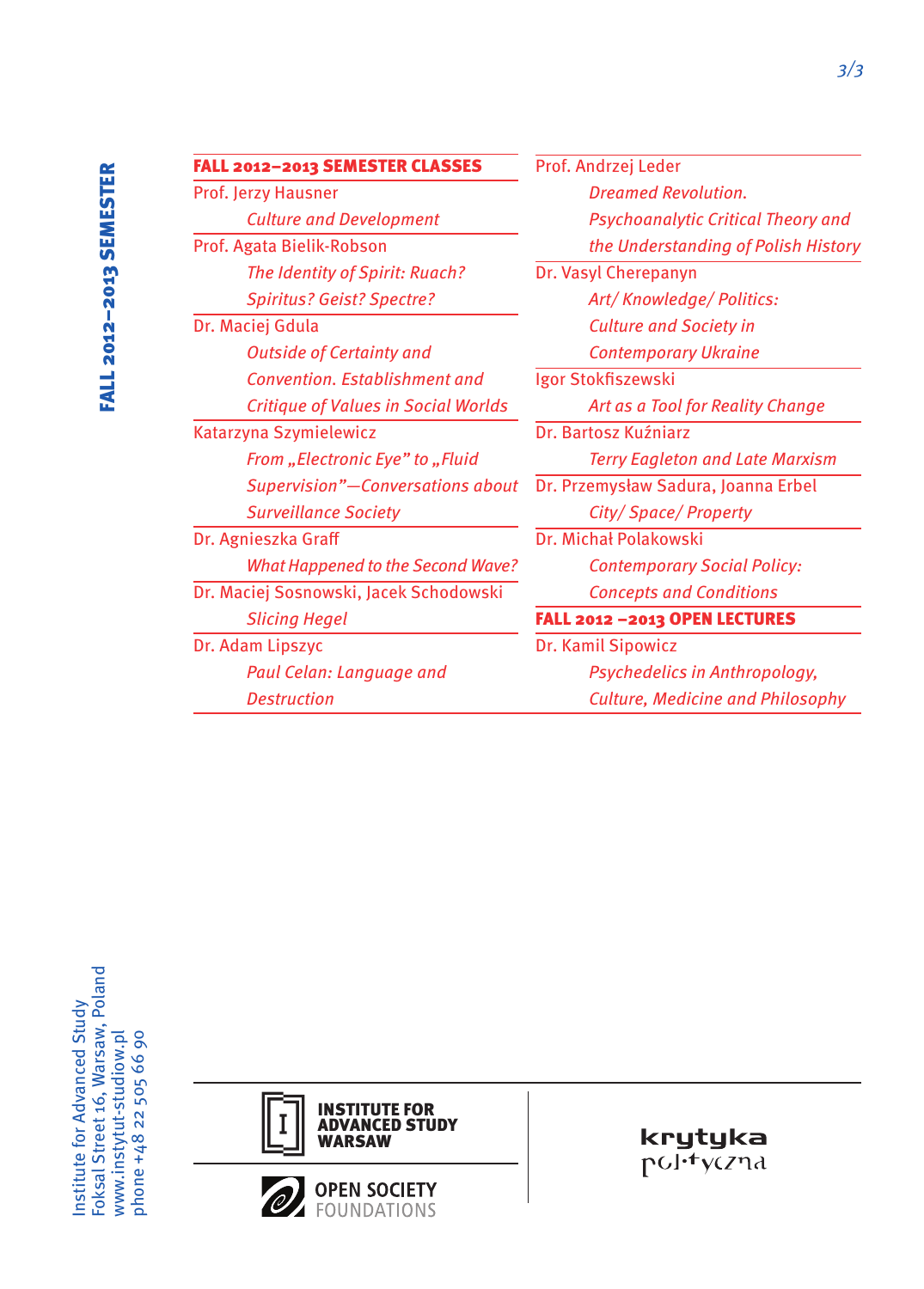FALL 2012–2013 SEMESTER

## FALL 2012–2013 SEMESTER CLASSES

Prof. Jerzy Hausner
*Culture and Development*

Prof. Agata Bielik-Robson
*The Identity of Spirit: Ruach? Spiritus? Geist? Spectre?*

Dr. Maciej Gdula
*Outside of Certainty and Convention. Establishment and Critique of Values in Social Worlds*

Katarzyna Szymielewicz
*From „Electronic Eye" to „Fluid Supervision"—Conversations about Surveillance Society*

Dr. Agnieszka Graff
*What Happened to the Second Wave?*

Dr. Maciej Sosnowski, Jacek Schodowski
*Slicing Hegel*

Dr. Adam Lipszyc
*Paul Celan: Language and Destruction*

Prof. Andrzej Leder
*Dreamed Revolution. Psychoanalytic Critical Theory and the Understanding of Polish History*

Dr. Vasyl Cherepanyn
*Art/ Knowledge/ Politics: Culture and Society in Contemporary Ukraine*

Igor Stokfiszewski
*Art as a Tool for Reality Change*

Dr. Bartosz Kuźniarz
*Terry Eagleton and Late Marxism*

Dr. Przemysław Sadura, Joanna Erbel
*City/ Space/ Property*

Dr. Michał Polakowski
*Contemporary Social Policy: Concepts and Conditions*

## FALL 2012 –2013 OPEN LECTURES

Dr. Kamil Sipowicz
*Psychedelics in Anthropology, Culture, Medicine and Philosophy*

Institute for Advanced Study
Foksal Street 16, Warsaw, Poland
www.instytut-studiow.pl
phone +48 22 505 66 90

INSTITUTE FOR ADVANCED STUDY WARSAW

OPEN SOCIETY FOUNDATIONS

krytyka polityczna